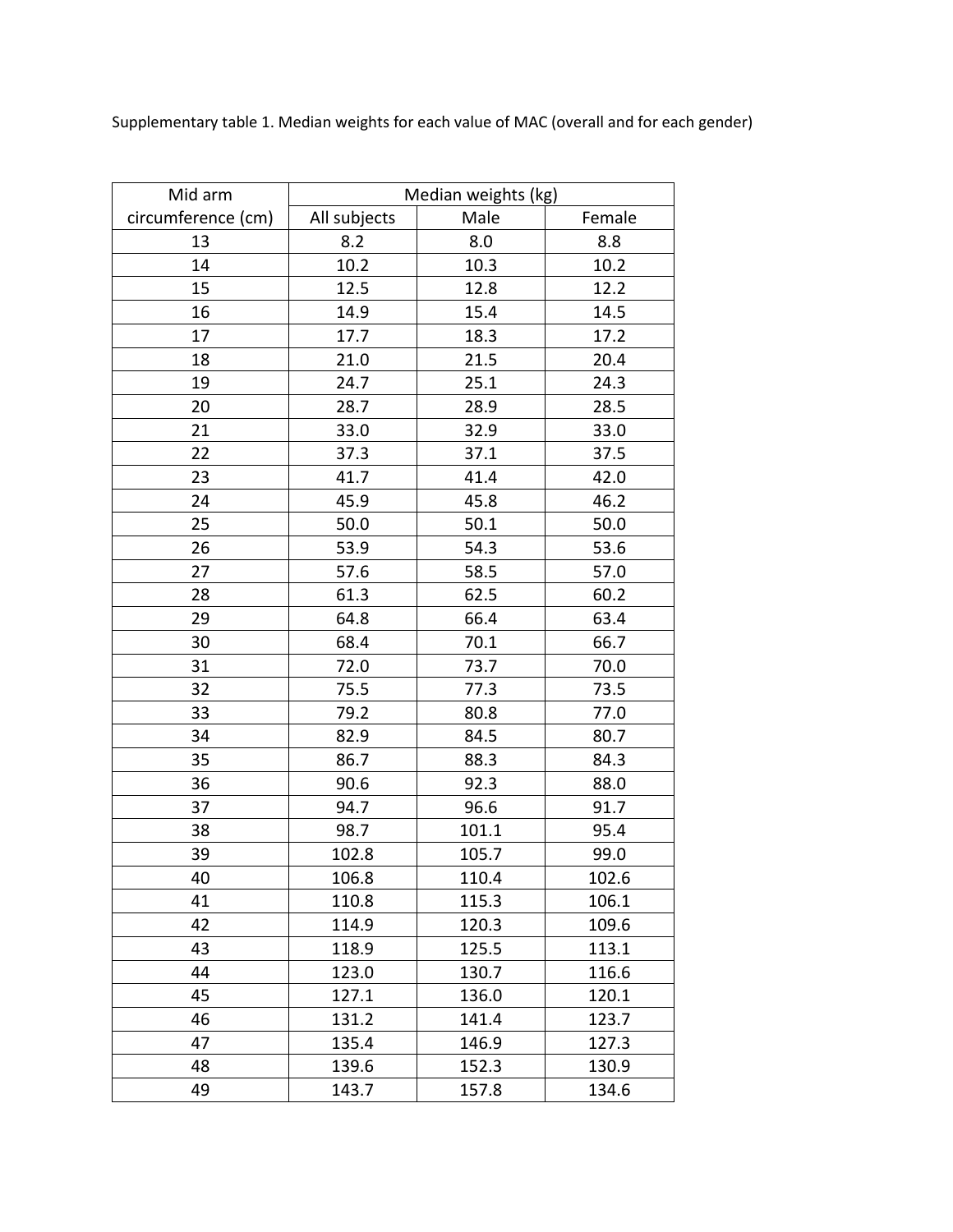Supplementary table 1. Median weights for each value of MAC (overall and for each gender)

| Mid arm circumference (cm) | Median weights (kg) | | |
|---|---|---|---|
| | All subjects | Male | Female |
| 13 | 8.2 | 8.0 | 8.8 |
| 14 | 10.2 | 10.3 | 10.2 |
| 15 | 12.5 | 12.8 | 12.2 |
| 16 | 14.9 | 15.4 | 14.5 |
| 17 | 17.7 | 18.3 | 17.2 |
| 18 | 21.0 | 21.5 | 20.4 |
| 19 | 24.7 | 25.1 | 24.3 |
| 20 | 28.7 | 28.9 | 28.5 |
| 21 | 33.0 | 32.9 | 33.0 |
| 22 | 37.3 | 37.1 | 37.5 |
| 23 | 41.7 | 41.4 | 42.0 |
| 24 | 45.9 | 45.8 | 46.2 |
| 25 | 50.0 | 50.1 | 50.0 |
| 26 | 53.9 | 54.3 | 53.6 |
| 27 | 57.6 | 58.5 | 57.0 |
| 28 | 61.3 | 62.5 | 60.2 |
| 29 | 64.8 | 66.4 | 63.4 |
| 30 | 68.4 | 70.1 | 66.7 |
| 31 | 72.0 | 73.7 | 70.0 |
| 32 | 75.5 | 77.3 | 73.5 |
| 33 | 79.2 | 80.8 | 77.0 |
| 34 | 82.9 | 84.5 | 80.7 |
| 35 | 86.7 | 88.3 | 84.3 |
| 36 | 90.6 | 92.3 | 88.0 |
| 37 | 94.7 | 96.6 | 91.7 |
| 38 | 98.7 | 101.1 | 95.4 |
| 39 | 102.8 | 105.7 | 99.0 |
| 40 | 106.8 | 110.4 | 102.6 |
| 41 | 110.8 | 115.3 | 106.1 |
| 42 | 114.9 | 120.3 | 109.6 |
| 43 | 118.9 | 125.5 | 113.1 |
| 44 | 123.0 | 130.7 | 116.6 |
| 45 | 127.1 | 136.0 | 120.1 |
| 46 | 131.2 | 141.4 | 123.7 |
| 47 | 135.4 | 146.9 | 127.3 |
| 48 | 139.6 | 152.3 | 130.9 |
| 49 | 143.7 | 157.8 | 134.6 |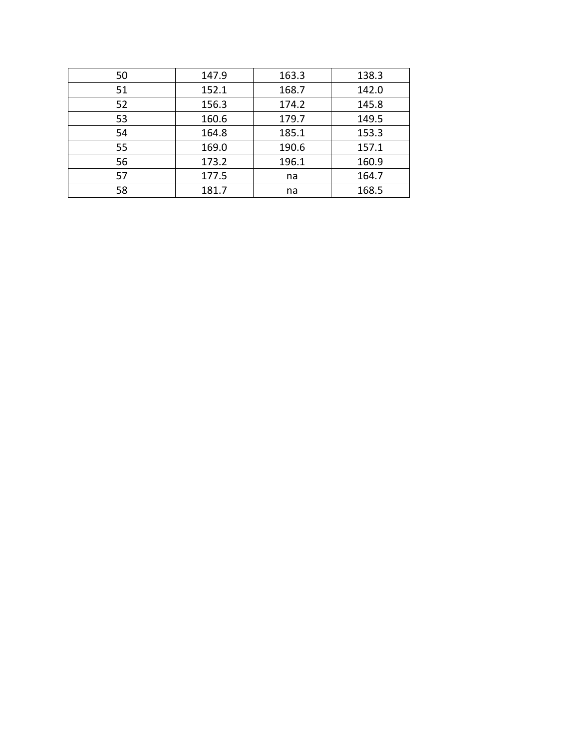| | | | |
|---|---|---|---|
| 50 | 147.9 | 163.3 | 138.3 |
| 51 | 152.1 | 168.7 | 142.0 |
| 52 | 156.3 | 174.2 | 145.8 |
| 53 | 160.6 | 179.7 | 149.5 |
| 54 | 164.8 | 185.1 | 153.3 |
| 55 | 169.0 | 190.6 | 157.1 |
| 56 | 173.2 | 196.1 | 160.9 |
| 57 | 177.5 | na | 164.7 |
| 58 | 181.7 | na | 168.5 |